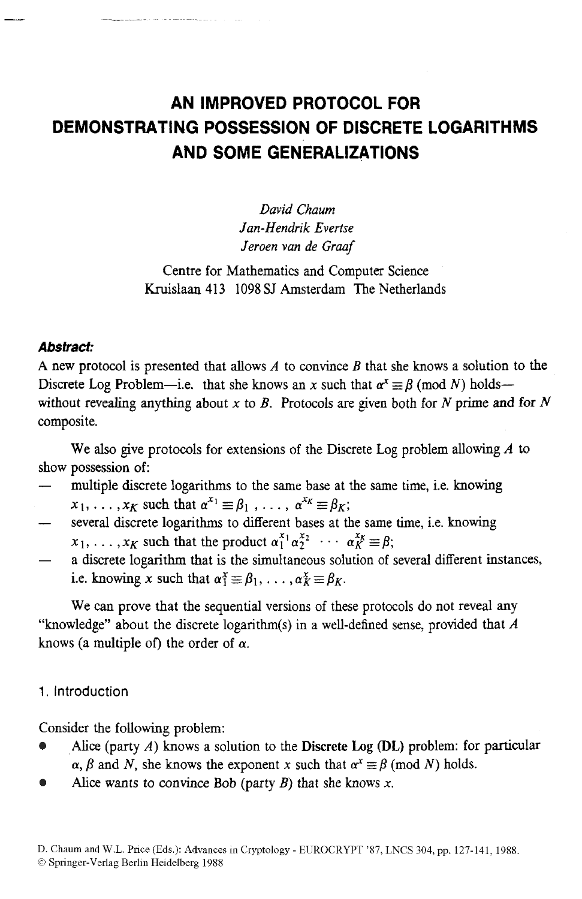# AN IMPROVED PROTOCOL FOR DEMONSTRATING POSSESSION OF DISCRETE LOGARITHMS AND SOME GENERALIZATIONS

*David Chaum*
*Jan-Hendrik Evertse*
*Jeroen van de Graaf*

Centre for Mathematics and Computer Science
Kruislaan 413 1098 SJ Amsterdam The Netherlands

***Abstract:***

A new protocol is presented that allows $A$ to convince $B$ that she knows a solution to the Discrete Log Problem—i.e. that she knows an $x$ such that $\alpha^x \equiv \beta \pmod N$ holds—without revealing anything about $x$ to $B$. Protocols are given both for $N$ prime and for $N$ composite.

We also give protocols for extensions of the Discrete Log problem allowing $A$ to show possession of:

- multiple discrete logarithms to the same base at the same time, i.e. knowing $x_1, \ldots, x_K$ such that $\alpha^{x_1} \equiv \beta_1, \ldots, \alpha^{x_K} \equiv \beta_K$;
- several discrete logarithms to different bases at the same time, i.e. knowing $x_1, \ldots, x_K$ such that the product $\alpha_1^{x_1} \alpha_2^{x_2} \cdots \alpha_K^{x_K} \equiv \beta$;
- a discrete logarithm that is the simultaneous solution of several different instances, i.e. knowing $x$ such that $\alpha_1^x \equiv \beta_1, \ldots, \alpha_K^x \equiv \beta_K$.

We can prove that the sequential versions of these protocols do not reveal any "knowledge" about the discrete logarithm(s) in a well-defined sense, provided that $A$ knows (a multiple of) the order of $\alpha$.

## 1. Introduction

Consider the following problem:

- Alice (party $A$) knows a solution to the **Discrete Log (DL)** problem: for particular $\alpha$, $\beta$ and $N$, she knows the exponent $x$ such that $\alpha^x \equiv \beta \pmod N$ holds.
- Alice wants to convince Bob (party $B$) that she knows $x$.

D. Chaum and W.L. Price (Eds.): Advances in Cryptology - EUROCRYPT '87, LNCS 304, pp. 127-141, 1988.
© Springer-Verlag Berlin Heidelberg 1988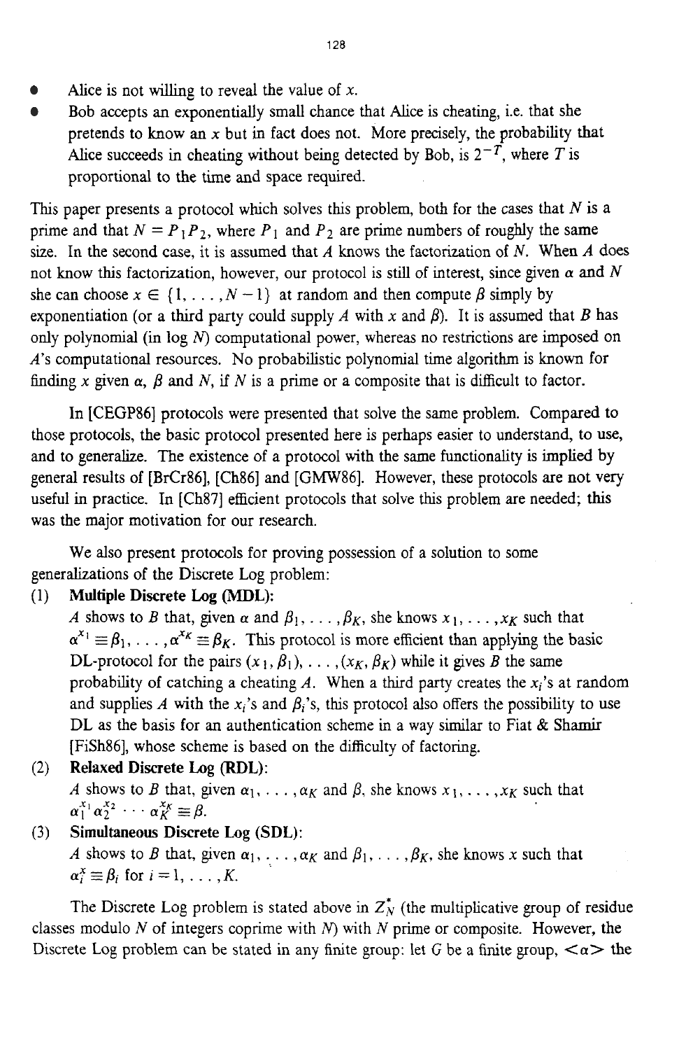- Alice is not willing to reveal the value of $x$.
- Bob accepts an exponentially small chance that Alice is cheating, i.e. that she pretends to know an $x$ but in fact does not. More precisely, the probability that Alice succeeds in cheating without being detected by Bob, is $2^{-T}$, where $T$ is proportional to the time and space required.

This paper presents a protocol which solves this problem, both for the cases that $N$ is a prime and that $N = P_1 P_2$, where $P_1$ and $P_2$ are prime numbers of roughly the same size. In the second case, it is assumed that $A$ knows the factorization of $N$. When $A$ does not know this factorization, however, our protocol is still of interest, since given $\alpha$ and $N$ she can choose $x \in \{1, \ldots, N-1\}$ at random and then compute $\beta$ simply by exponentiation (or a third party could supply $A$ with $x$ and $\beta$). It is assumed that $B$ has only polynomial (in $\log N$) computational power, whereas no restrictions are imposed on $A$'s computational resources. No probabilistic polynomial time algorithm is known for finding $x$ given $\alpha$, $\beta$ and $N$, if $N$ is a prime or a composite that is difficult to factor.

In [CEGP86] protocols were presented that solve the same problem. Compared to those protocols, the basic protocol presented here is perhaps easier to understand, to use, and to generalize. The existence of a protocol with the same functionality is implied by general results of [BrCr86], [Ch86] and [GMW86]. However, these protocols are not very useful in practice. In [Ch87] efficient protocols that solve this problem are needed; this was the major motivation for our research.

We also present protocols for proving possession of a solution to some generalizations of the Discrete Log problem:

(1) **Multiple Discrete Log (MDL):**
$A$ shows to $B$ that, given $\alpha$ and $\beta_1, \ldots, \beta_K$, she knows $x_1, \ldots, x_K$ such that $\alpha^{x_1} \equiv \beta_1, \ldots, \alpha^{x_K} \equiv \beta_K$. This protocol is more efficient than applying the basic DL-protocol for the pairs $(x_1, \beta_1), \ldots, (x_K, \beta_K)$ while it gives $B$ the same probability of catching a cheating $A$. When a third party creates the $x_i$'s at random and supplies $A$ with the $x_i$'s and $\beta_i$'s, this protocol also offers the possibility to use DL as the basis for an authentication scheme in a way similar to Fiat & Shamir [FiSh86], whose scheme is based on the difficulty of factoring.

(2) **Relaxed Discrete Log (RDL):**
$A$ shows to $B$ that, given $\alpha_1, \ldots, \alpha_K$ and $\beta$, she knows $x_1, \ldots, x_K$ such that $\alpha_1^{x_1} \alpha_2^{x_2} \cdots \alpha_K^{x_K} \equiv \beta$.

(3) **Simultaneous Discrete Log (SDL):**
$A$ shows to $B$ that, given $\alpha_1, \ldots, \alpha_K$ and $\beta_1, \ldots, \beta_K$, she knows $x$ such that $\alpha_i^x \equiv \beta_i$ for $i = 1, \ldots, K$.

The Discrete Log problem is stated above in $Z_N^*$ (the multiplicative group of residue classes modulo $N$ of integers coprime with $N$) with $N$ prime or composite. However, the Discrete Log problem can be stated in any finite group: let $G$ be a finite group, $<\alpha>$ the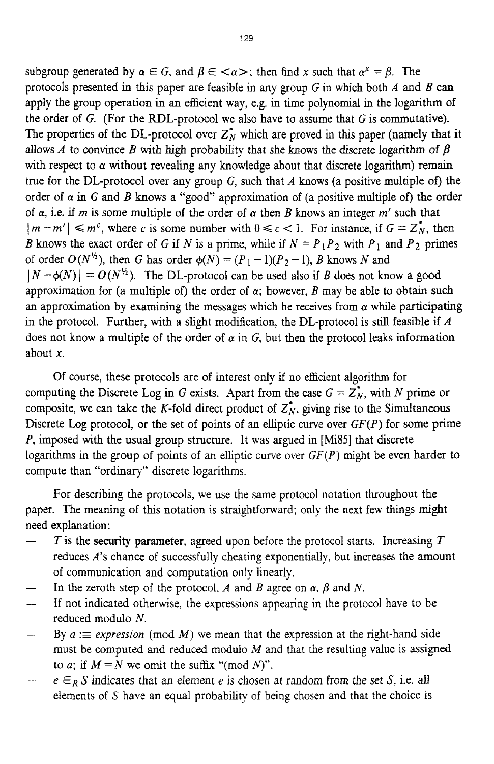subgroup generated by $\alpha \in G$, and $\beta \in <\alpha>$; then find $x$ such that $\alpha^x = \beta$. The protocols presented in this paper are feasible in any group $G$ in which both $A$ and $B$ can apply the group operation in an efficient way, e.g. in time polynomial in the logarithm of the order of $G$. (For the RDL-protocol we also have to assume that $G$ is commutative). The properties of the DL-protocol over $Z_N^*$ which are proved in this paper (namely that it allows $A$ to convince $B$ with high probability that she knows the discrete logarithm of $\beta$ with respect to $\alpha$ without revealing any knowledge about that discrete logarithm) remain true for the DL-protocol over any group $G$, such that $A$ knows (a positive multiple of) the order of $\alpha$ in $G$ and $B$ knows a "good" approximation of (a positive multiple of) the order of $\alpha$, i.e. if $m$ is some multiple of the order of $\alpha$ then $B$ knows an integer $m'$ such that $|m - m'| \leqslant m^c$, where $c$ is some number with $0 \leqslant c < 1$. For instance, if $G = Z_N^*$, then $B$ knows the exact order of $G$ if $N$ is a prime, while if $N = P_1 P_2$ with $P_1$ and $P_2$ primes of order $O(N^{1/2})$, then $G$ has order $\phi(N) = (P_1 - 1)(P_2 - 1)$, $B$ knows $N$ and $|N - \phi(N)| = O(N^{1/2})$. The DL-protocol can be used also if $B$ does not know a good approximation for (a multiple of) the order of $\alpha$; however, $B$ may be able to obtain such an approximation by examining the messages which he receives from $\alpha$ while participating in the protocol. Further, with a slight modification, the DL-protocol is still feasible if $A$ does not know a multiple of the order of $\alpha$ in $G$, but then the protocol leaks information about $x$.

Of course, these protocols are of interest only if no efficient algorithm for computing the Discrete Log in $G$ exists. Apart from the case $G = Z_N^*$, with $N$ prime or composite, we can take the $K$-fold direct product of $Z_N^*$, giving rise to the Simultaneous Discrete Log protocol, or the set of points of an elliptic curve over $GF(P)$ for some prime $P$, imposed with the usual group structure. It was argued in [Mi85] that discrete logarithms in the group of points of an elliptic curve over $GF(P)$ might be even harder to compute than "ordinary" discrete logarithms.

For describing the protocols, we use the same protocol notation throughout the paper. The meaning of this notation is straightforward; only the next few things might need explanation:

- $T$ is the **security parameter**, agreed upon before the protocol starts. Increasing $T$ reduces $A$'s chance of successfully cheating exponentially, but increases the amount of communication and computation only linearly.
- In the zeroth step of the protocol, $A$ and $B$ agree on $\alpha$, $\beta$ and $N$.
- If not indicated otherwise, the expressions appearing in the protocol have to be reduced modulo $N$.
- By $a :\equiv$ *expression* (mod $M$) we mean that the expression at the right-hand side must be computed and reduced modulo $M$ and that the resulting value is assigned to $a$; if $M = N$ we omit the suffix "(mod $N$)".
- $e \in_R S$ indicates that an element $e$ is chosen at random from the set $S$, i.e. all elements of $S$ have an equal probability of being chosen and that the choice is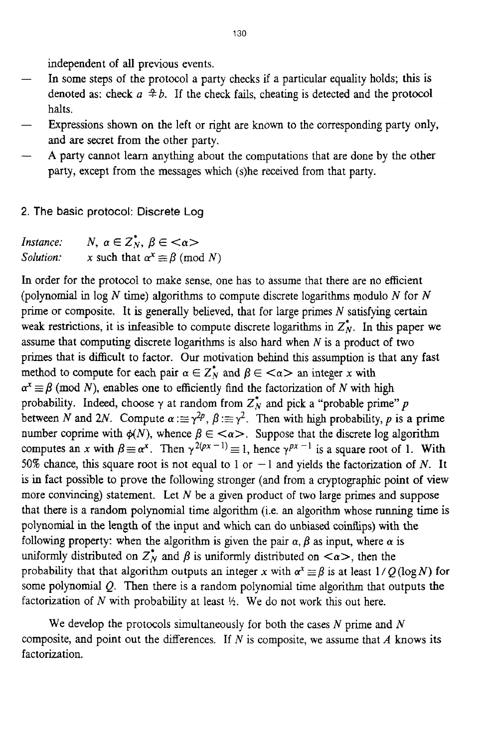independent of all previous events.

- In some steps of the protocol a party checks if a particular equality holds; this is denoted as: check $a \stackrel{?}{=} b$. If the check fails, cheating is detected and the protocol halts.
- Expressions shown on the left or right are known to the corresponding party only, and are secret from the other party.
- A party cannot learn anything about the computations that are done by the other party, except from the messages which (s)he received from that party.

## 2. The basic protocol: Discrete Log

*Instance:* $N$, $\alpha \in Z_N^*$, $\beta \in <\alpha>$

*Solution:* $x$ such that $\alpha^x \equiv \beta \pmod N$

In order for the protocol to make sense, one has to assume that there are no efficient (polynomial in $\log N$ time) algorithms to compute discrete logarithms modulo $N$ for $N$ prime or composite. It is generally believed, that for large primes $N$ satisfying certain weak restrictions, it is infeasible to compute discrete logarithms in $Z_N^*$. In this paper we assume that computing discrete logarithms is also hard when $N$ is a product of two primes that is difficult to factor. Our motivation behind this assumption is that any fast method to compute for each pair $\alpha \in Z_N^*$ and $\beta \in <\alpha>$ an integer $x$ with $\alpha^x \equiv \beta \pmod N$, enables one to efficiently find the factorization of $N$ with high probability. Indeed, choose $\gamma$ at random from $Z_N^*$ and pick a "probable prime" $p$ between $N$ and $2N$. Compute $\alpha :\equiv \gamma^{2p}$, $\beta :\equiv \gamma^2$. Then with high probability, $p$ is a prime number coprime with $\phi(N)$, whence $\beta \in <\alpha>$. Suppose that the discrete log algorithm computes an $x$ with $\beta \equiv \alpha^x$. Then $\gamma^{2(px-1)} \equiv 1$, hence $\gamma^{px-1}$ is a square root of 1. With 50% chance, this square root is not equal to 1 or $-1$ and yields the factorization of $N$. It is in fact possible to prove the following stronger (and from a cryptographic point of view more convincing) statement. Let $N$ be a given product of two large primes and suppose that there is a random polynomial time algorithm (i.e. an algorithm whose running time is polynomial in the length of the input and which can do unbiased coinflips) with the following property: when the algorithm is given the pair $\alpha, \beta$ as input, where $\alpha$ is uniformly distributed on $Z_N^*$ and $\beta$ is uniformly distributed on $<\alpha>$, then the probability that that algorithm outputs an integer $x$ with $\alpha^x \equiv \beta$ is at least $1/Q(\log N)$ for some polynomial $Q$. Then there is a random polynomial time algorithm that outputs the factorization of $N$ with probability at least ½. We do not work this out here.

We develop the protocols simultaneously for both the cases $N$ prime and $N$ composite, and point out the differences. If $N$ is composite, we assume that $A$ knows its factorization.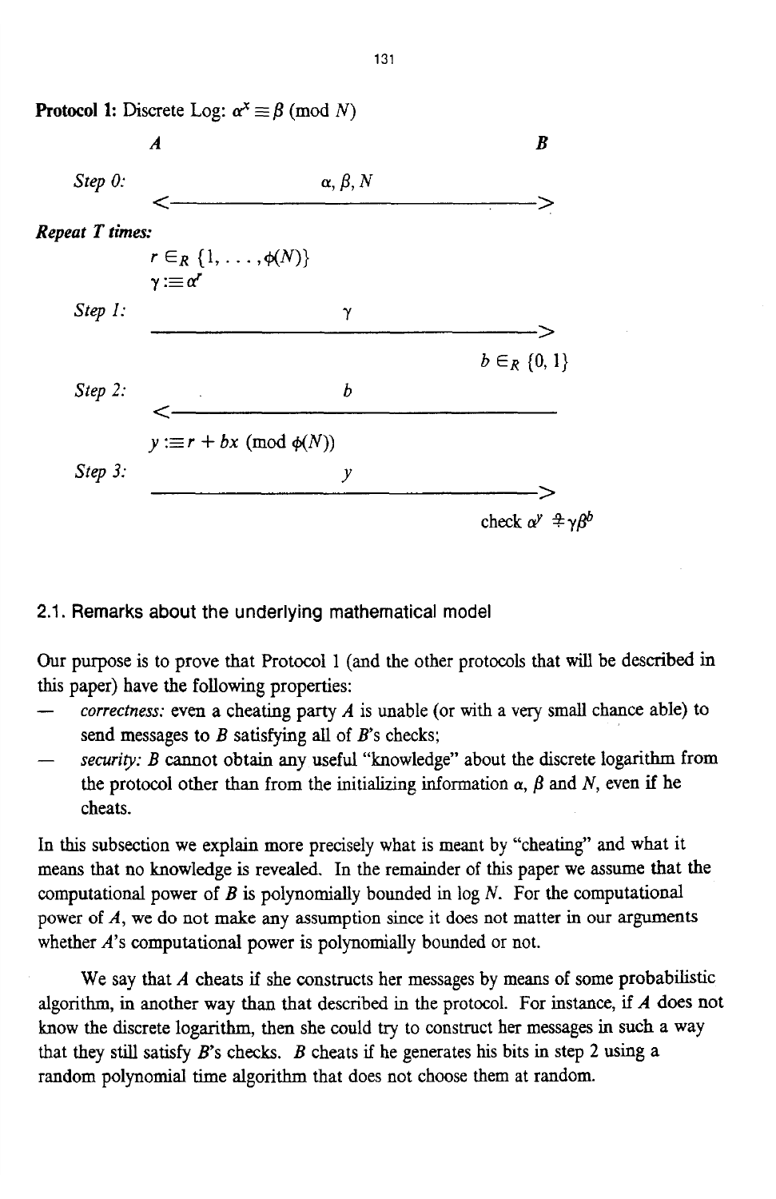**Protocol 1:** Discrete Log: $\alpha^x \equiv \beta \pmod N$

| | $A$ | | $B$ |
|---|---|---|---|
| *Step 0:* | | $\alpha, \beta, N$ <———————————> | |
| ***Repeat T times:*** | | | |
| | $r \in_R \{1, \ldots, \phi(N)\}$ | | |
| | $\gamma :\equiv \alpha^r$ | | |
| *Step 1:* | | $\gamma$ ———————————> | |
| | | | $b \in_R \{0, 1\}$ |
| *Step 2:* | | $b$ <——————————— | |
| | $y :\equiv r + bx \pmod{\phi(N)}$ | | |
| *Step 3:* | | $y$ ———————————> | |
| | | | check $\alpha^y \stackrel{?}{\equiv} \gamma\beta^b$ |

### 2.1. Remarks about the underlying mathematical model

Our purpose is to prove that Protocol 1 (and the other protocols that will be described in this paper) have the following properties:

- *correctness:* even a cheating party $A$ is unable (or with a very small chance able) to send messages to $B$ satisfying all of $B$'s checks;
- *security:* $B$ cannot obtain any useful "knowledge" about the discrete logarithm from the protocol other than from the initializing information $\alpha$, $\beta$ and $N$, even if he cheats.

In this subsection we explain more precisely what is meant by "cheating" and what it means that no knowledge is revealed. In the remainder of this paper we assume that the computational power of $B$ is polynomially bounded in $\log N$. For the computational power of $A$, we do not make any assumption since it does not matter in our arguments whether $A$'s computational power is polynomially bounded or not.

We say that $A$ cheats if she constructs her messages by means of some probabilistic algorithm, in another way than that described in the protocol. For instance, if $A$ does not know the discrete logarithm, then she could try to construct her messages in such a way that they still satisfy $B$'s checks. $B$ cheats if he generates his bits in step 2 using a random polynomial time algorithm that does not choose them at random.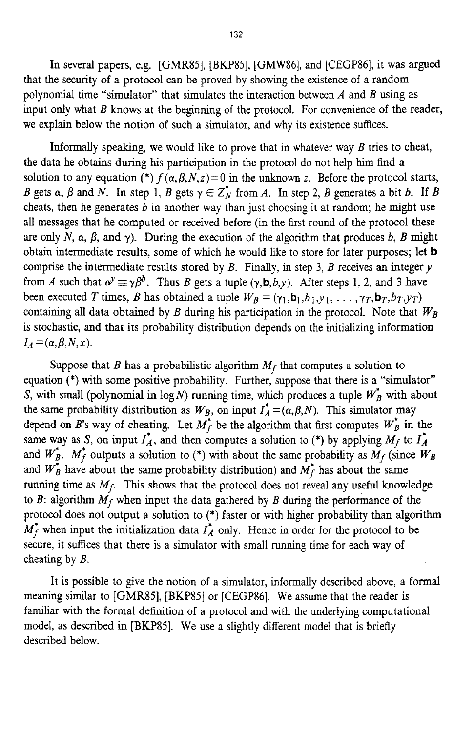In several papers, e.g. [GMR85], [BKP85], [GMW86], and [CEGP86], it was argued that the security of a protocol can be proved by showing the existence of a random polynomial time "simulator" that simulates the interaction between $A$ and $B$ using as input only what $B$ knows at the beginning of the protocol. For convenience of the reader, we explain below the notion of such a simulator, and why its existence suffices.

Informally speaking, we would like to prove that in whatever way $B$ tries to cheat, the data he obtains during his participation in the protocol do not help him find a solution to any equation (*) $f(\alpha,\beta,N,z)=0$ in the unknown $z$. Before the protocol starts, $B$ gets $\alpha$, $\beta$ and $N$. In step 1, $B$ gets $\gamma \in Z_N^*$ from $A$. In step 2, $B$ generates a bit $b$. If $B$ cheats, then he generates $b$ in another way than just choosing it at random; he might use all messages that he computed or received before (in the first round of the protocol these are only $N$, $\alpha$, $\beta$, and $\gamma$). During the execution of the algorithm that produces $b$, $B$ might obtain intermediate results, some of which he would like to store for later purposes; let $\mathbf{b}$ comprise the intermediate results stored by $B$. Finally, in step 3, $B$ receives an integer $y$ from $A$ such that $\alpha^y \equiv \gamma\beta^b$. Thus $B$ gets a tuple $(\gamma,\mathbf{b},b,y)$. After steps 1, 2, and 3 have been executed $T$ times, $B$ has obtained a tuple $W_B = (\gamma_1,\mathbf{b}_1,b_1,y_1, \ldots ,\gamma_T,\mathbf{b}_T,b_T,y_T)$ containing all data obtained by $B$ during his participation in the protocol. Note that $W_B$ is stochastic, and that its probability distribution depends on the initializing information $I_A=(\alpha,\beta,N,x)$.

Suppose that $B$ has a probabilistic algorithm $M_f$ that computes a solution to equation (*) with some positive probability. Further, suppose that there is a "simulator" $S$, with small (polynomial in $\log N$) running time, which produces a tuple $W_B^*$ with about the same probability distribution as $W_B$, on input $I_A^*=(\alpha,\beta,N)$. This simulator may depend on $B$'s way of cheating. Let $M_f^*$ be the algorithm that first computes $W_B^*$ in the same way as $S$, on input $I_A^*$, and then computes a solution to (*) by applying $M_f$ to $I_A^*$ and $W_B^*$. $M_f^*$ outputs a solution to (*) with about the same probability as $M_f$ (since $W_B$ and $W_B^*$ have about the same probability distribution) and $M_f^*$ has about the same running time as $M_f$. This shows that the protocol does not reveal any useful knowledge to $B$: algorithm $M_f$ when input the data gathered by $B$ during the performance of the protocol does not output a solution to (*) faster or with higher probability than algorithm $M_f^*$ when input the initialization data $I_A^*$ only. Hence in order for the protocol to be secure, it suffices that there is a simulator with small running time for each way of cheating by $B$.

It is possible to give the notion of a simulator, informally described above, a formal meaning similar to [GMR85], [BKP85] or [CEGP86]. We assume that the reader is familiar with the formal definition of a protocol and with the underlying computational model, as described in [BKP85]. We use a slightly different model that is briefly described below.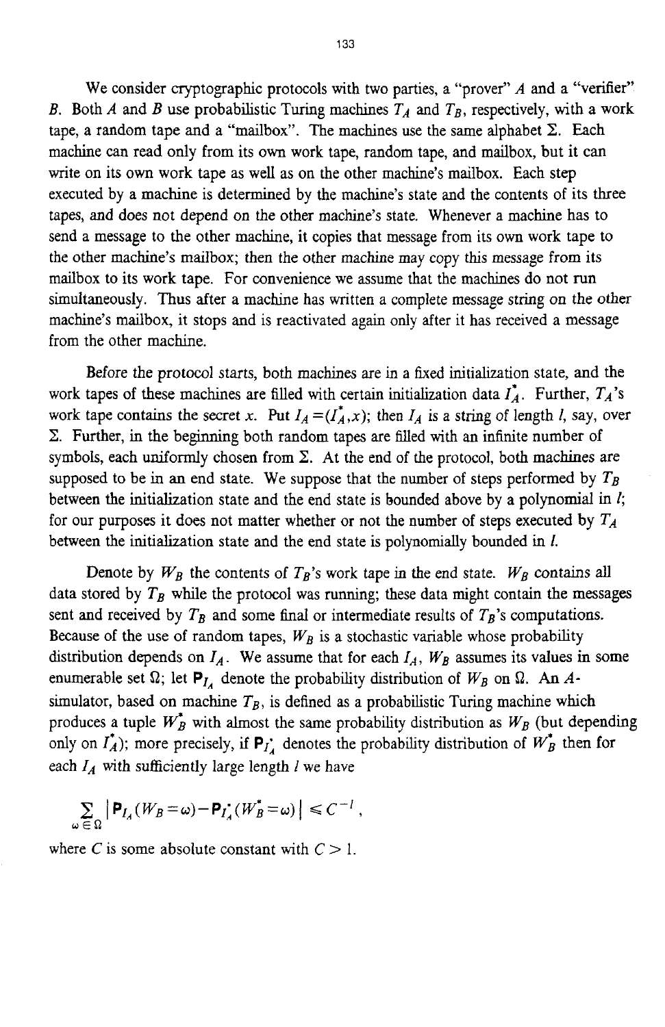We consider cryptographic protocols with two parties, a "prover" $A$ and a "verifier" $B$. Both $A$ and $B$ use probabilistic Turing machines $T_A$ and $T_B$, respectively, with a work tape, a random tape and a "mailbox". The machines use the same alphabet $\Sigma$. Each machine can read only from its own work tape, random tape, and mailbox, but it can write on its own work tape as well as on the other machine's mailbox. Each step executed by a machine is determined by the machine's state and the contents of its three tapes, and does not depend on the other machine's state. Whenever a machine has to send a message to the other machine, it copies that message from its own work tape to the other machine's mailbox; then the other machine may copy this message from its mailbox to its work tape. For convenience we assume that the machines do not run simultaneously. Thus after a machine has written a complete message string on the other machine's mailbox, it stops and is reactivated again only after it has received a message from the other machine.

Before the protocol starts, both machines are in a fixed initialization state, and the work tapes of these machines are filled with certain initialization data $I_A^*$. Further, $T_A$'s work tape contains the secret $x$. Put $I_A = (I_A^*, x)$; then $I_A$ is a string of length $l$, say, over $\Sigma$. Further, in the beginning both random tapes are filled with an infinite number of symbols, each uniformly chosen from $\Sigma$. At the end of the protocol, both machines are supposed to be in an end state. We suppose that the number of steps performed by $T_B$ between the initialization state and the end state is bounded above by a polynomial in $l$; for our purposes it does not matter whether or not the number of steps executed by $T_A$ between the initialization state and the end state is polynomially bounded in $l$.

Denote by $W_B$ the contents of $T_B$'s work tape in the end state. $W_B$ contains all data stored by $T_B$ while the protocol was running; these data might contain the messages sent and received by $T_B$ and some final or intermediate results of $T_B$'s computations. Because of the use of random tapes, $W_B$ is a stochastic variable whose probability distribution depends on $I_A$. We assume that for each $I_A$, $W_B$ assumes its values in some enumerable set $\Omega$; let $\mathbf{P}_{I_A}$ denote the probability distribution of $W_B$ on $\Omega$. An $A$-simulator, based on machine $T_B$, is defined as a probabilistic Turing machine which produces a tuple $W_B^*$ with almost the same probability distribution as $W_B$ (but depending only on $I_A^*$); more precisely, if $\mathbf{P}_{I_A^*}$ denotes the probability distribution of $W_B^*$ then for each $I_A$ with sufficiently large length $l$ we have

$$\sum_{\omega \in \Omega} \left| \mathbf{P}_{I_A}(W_B = \omega) - \mathbf{P}_{I_A^*}(W_B^* = \omega) \right| \leqslant C^{-l},$$

where $C$ is some absolute constant with $C > 1$.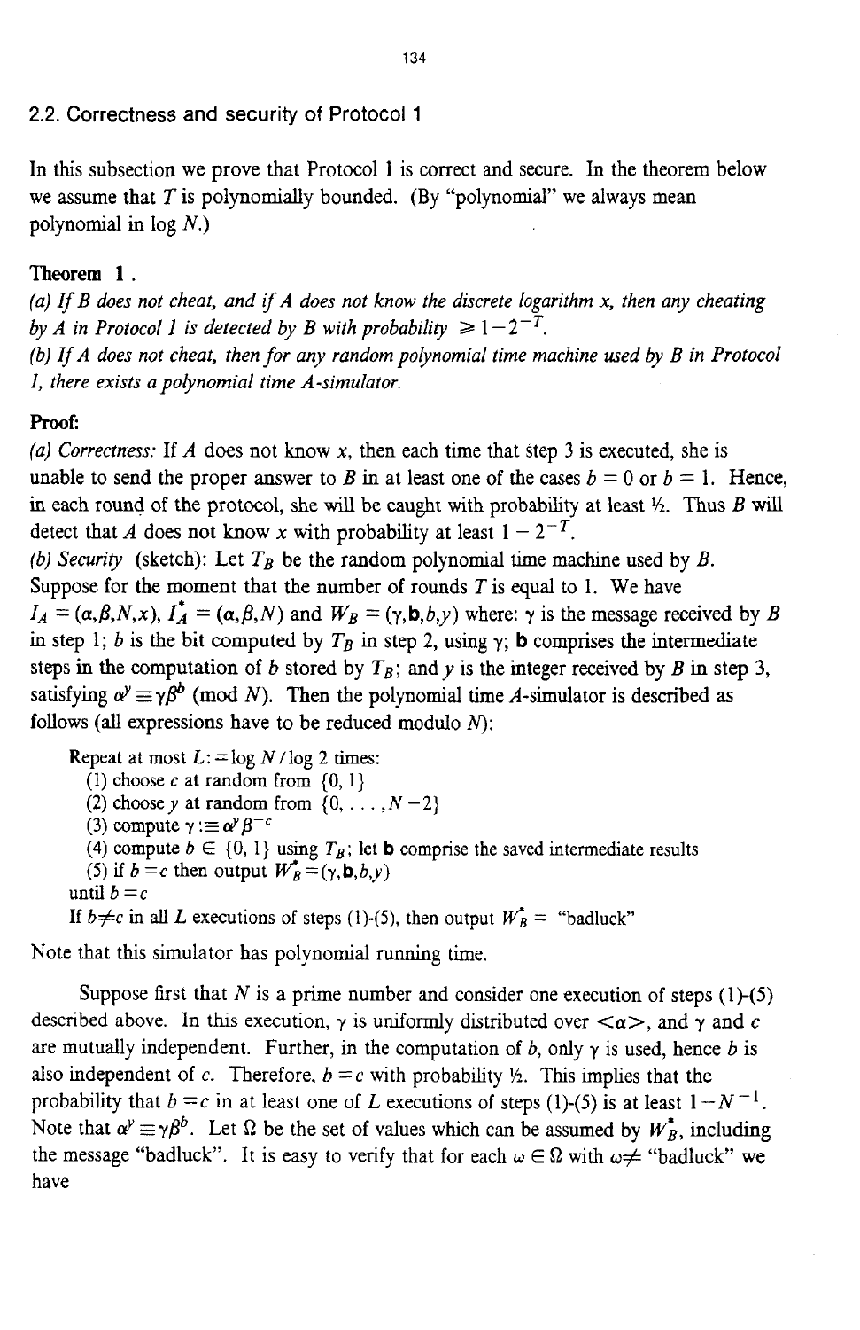## 2.2. Correctness and security of Protocol 1

In this subsection we prove that Protocol 1 is correct and secure. In the theorem below we assume that $T$ is polynomially bounded. (By "polynomial" we always mean polynomial in $\log N$.)

**Theorem 1 .**

*(a) If B does not cheat, and if A does not know the discrete logarithm x, then any cheating by A in Protocol 1 is detected by B with probability* $\geq 1-2^{-T}$.

*(b) If A does not cheat, then for any random polynomial time machine used by B in Protocol 1, there exists a polynomial time A-simulator.*

**Proof:**

*(a) Correctness:* If $A$ does not know $x$, then each time that step 3 is executed, she is unable to send the proper answer to $B$ in at least one of the cases $b = 0$ or $b = 1$. Hence, in each round of the protocol, she will be caught with probability at least ½. Thus $B$ will detect that $A$ does not know $x$ with probability at least $1 - 2^{-T}$.

*(b) Security* (sketch): Let $T_B$ be the random polynomial time machine used by $B$. Suppose for the moment that the number of rounds $T$ is equal to 1. We have $I_A = (\alpha,\beta,N,x)$, $I_A^* = (\alpha,\beta,N)$ and $W_B = (\gamma,\mathbf{b},b,y)$ where: $\gamma$ is the message received by $B$ in step 1; $b$ is the bit computed by $T_B$ in step 2, using $\gamma$; $\mathbf{b}$ comprises the intermediate steps in the computation of $b$ stored by $T_B$; and $y$ is the integer received by $B$ in step 3, satisfying $\alpha^y \equiv \gamma\beta^b \pmod N$. Then the polynomial time $A$-simulator is described as follows (all expressions have to be reduced modulo $N$):

Repeat at most $L := \log N / \log 2$ times:
- (1) choose $c$ at random from $\{0, 1\}$
- (2) choose $y$ at random from $\{0, \ldots, N-2\}$
- (3) compute $\gamma :\equiv \alpha^y \beta^{-c}$
- (4) compute $b \in \{0, 1\}$ using $T_B$; let $\mathbf{b}$ comprise the saved intermediate results
- (5) if $b = c$ then output $W_B^* = (\gamma, \mathbf{b}, b, y)$

until $b = c$

If $b \neq c$ in all $L$ executions of steps (1)-(5), then output $W_B^*$ = "badluck"

Note that this simulator has polynomial running time.

Suppose first that $N$ is a prime number and consider one execution of steps (1)-(5) described above. In this execution, $\gamma$ is uniformly distributed over $<\alpha>$, and $\gamma$ and $c$ are mutually independent. Further, in the computation of $b$, only $\gamma$ is used, hence $b$ is also independent of $c$. Therefore, $b = c$ with probability ½. This implies that the probability that $b = c$ in at least one of $L$ executions of steps (1)-(5) is at least $1 - N^{-1}$. Note that $\alpha^y \equiv \gamma\beta^b$. Let $\Omega$ be the set of values which can be assumed by $W_B^*$, including the message "badluck". It is easy to verify that for each $\omega \in \Omega$ with $\omega \neq$ "badluck" we have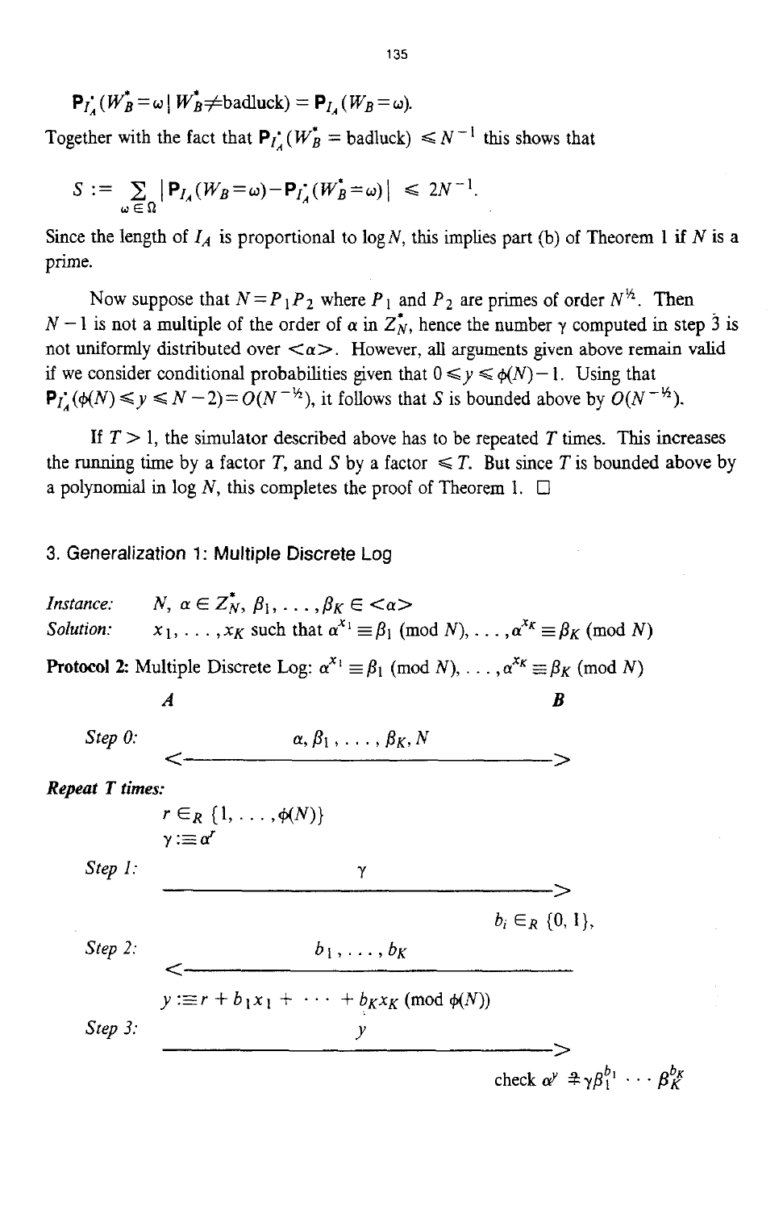$$\mathbf{P}_{I_A'}(W_B^* = \omega \mid W_B^* \neq \text{badluck}) = \mathbf{P}_{I_A}(W_B = \omega).$$

Together with the fact that $\mathbf{P}_{I_A'}(W_B^* = \text{badluck}) \leqslant N^{-1}$ this shows that

$$S := \sum_{\omega \in \Omega} |\mathbf{P}_{I_A}(W_B = \omega) - \mathbf{P}_{I_A'}(W_B^* = \omega)| \leqslant 2N^{-1}.$$

Since the length of $I_A$ is proportional to $\log N$, this implies part (b) of Theorem 1 if $N$ is a prime.

Now suppose that $N = P_1 P_2$ where $P_1$ and $P_2$ are primes of order $N^{1/2}$. Then $N-1$ is not a multiple of the order of $\alpha$ in $Z_N^*$, hence the number $\gamma$ computed in step 3 is not uniformly distributed over $<\alpha>$. However, all arguments given above remain valid if we consider conditional probabilities given that $0 \leqslant y \leqslant \phi(N) - 1$. Using that $\mathbf{P}_{I_A'}(\phi(N) \leqslant y \leqslant N-2) = O(N^{-1/2})$, it follows that $S$ is bounded above by $O(N^{-1/2})$.

If $T > 1$, the simulator described above has to be repeated $T$ times. This increases the running time by a factor $T$, and $S$ by a factor $\leqslant T$. But since $T$ is bounded above by a polynomial in $\log N$, this completes the proof of Theorem 1. □

## 3. Generalization 1: Multiple Discrete Log

*Instance:* $N$, $\alpha \in Z_N^*$, $\beta_1, \ldots, \beta_K \in <\alpha>$

*Solution:* $x_1, \ldots, x_K$ such that $\alpha^{x_1} \equiv \beta_1 \pmod N, \ldots, \alpha^{x_K} \equiv \beta_K \pmod N$

**Protocol 2:** Multiple Discrete Log: $\alpha^{x_1} \equiv \beta_1 \pmod N, \ldots, \alpha^{x_K} \equiv \beta_K \pmod N$

```
              A                                              B

Step 0:                     α, β_1, ..., β_K, N
              <------------------------------------------------>
Repeat T times:
              r ∈_R {1, ..., φ(N)}
              γ :≡ α^r
Step 1:                              γ
              ------------------------------------------------>
                                                      b_i ∈_R {0, 1},
Step 2:                         b_1, ..., b_K
              <------------------------------------------------
              y :≡ r + b_1 x_1 + ... + b_K x_K (mod φ(N))
Step 3:                              y
              ------------------------------------------------>
                                          check α^y ≟ γ β_1^{b_1} ... β_K^{b_K}
```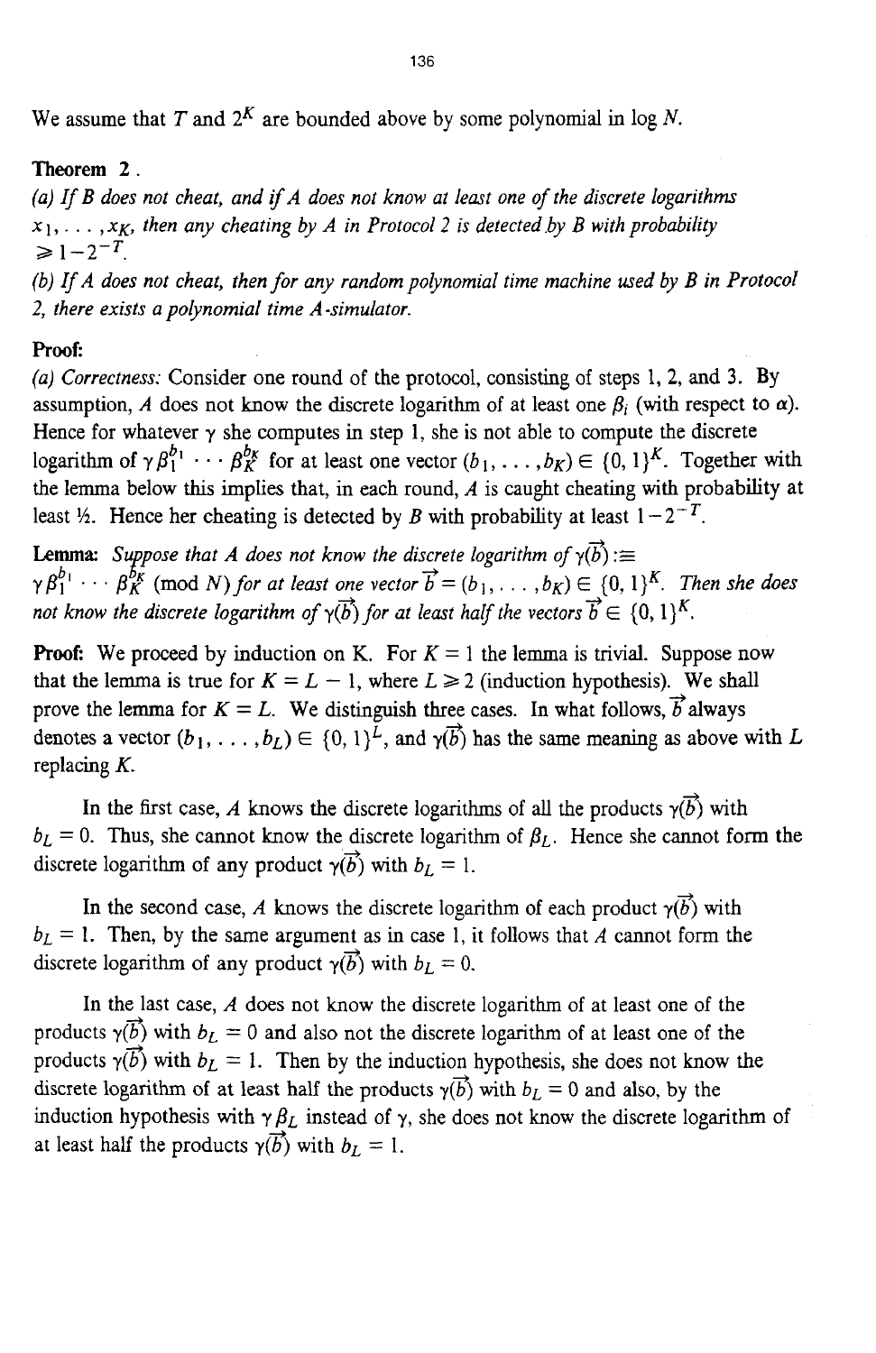We assume that $T$ and $2^K$ are bounded above by some polynomial in $\log N$.

**Theorem 2 .**

*(a) If B does not cheat, and if A does not know at least one of the discrete logarithms $x_1, \ldots, x_K$, then any cheating by A in Protocol 2 is detected by B with probability $\geqslant 1 - 2^{-T}$.*

*(b) If A does not cheat, then for any random polynomial time machine used by B in Protocol 2, there exists a polynomial time A-simulator.*

**Proof:**

*(a) Correctness:* Consider one round of the protocol, consisting of steps 1, 2, and 3. By assumption, $A$ does not know the discrete logarithm of at least one $\beta_i$ (with respect to $\alpha$). Hence for whatever $\gamma$ she computes in step 1, she is not able to compute the discrete logarithm of $\gamma \beta_1^{b_1} \cdots \beta_K^{b_K}$ for at least one vector $(b_1, \ldots, b_K) \in \{0, 1\}^K$. Together with the lemma below this implies that, in each round, $A$ is caught cheating with probability at least ½. Hence her cheating is detected by $B$ with probability at least $1 - 2^{-T}$.

**Lemma:** *Suppose that A does not know the discrete logarithm of $\gamma(\vec{b}) :\equiv \gamma \beta_1^{b_1} \cdots \beta_K^{b_K} \pmod{N}$ for at least one vector $\vec{b} = (b_1, \ldots, b_K) \in \{0, 1\}^K$. Then she does not know the discrete logarithm of $\gamma(\vec{b})$ for at least half the vectors $\vec{b} \in \{0, 1\}^K$.*

**Proof:** We proceed by induction on K. For $K = 1$ the lemma is trivial. Suppose now that the lemma is true for $K = L - 1$, where $L \geqslant 2$ (induction hypothesis). We shall prove the lemma for $K = L$. We distinguish three cases. In what follows, $\vec{b}$ always denotes a vector $(b_1, \ldots, b_L) \in \{0, 1\}^L$, and $\gamma(\vec{b})$ has the same meaning as above with $L$ replacing $K$.

In the first case, $A$ knows the discrete logarithms of all the products $\gamma(\vec{b})$ with $b_L = 0$. Thus, she cannot know the discrete logarithm of $\beta_L$. Hence she cannot form the discrete logarithm of any product $\gamma(\vec{b})$ with $b_L = 1$.

In the second case, $A$ knows the discrete logarithm of each product $\gamma(\vec{b})$ with $b_L = 1$. Then, by the same argument as in case 1, it follows that $A$ cannot form the discrete logarithm of any product $\gamma(\vec{b})$ with $b_L = 0$.

In the last case, $A$ does not know the discrete logarithm of at least one of the products $\gamma(\vec{b})$ with $b_L = 0$ and also not the discrete logarithm of at least one of the products $\gamma(\vec{b})$ with $b_L = 1$. Then by the induction hypothesis, she does not know the discrete logarithm of at least half the products $\gamma(\vec{b})$ with $b_L = 0$ and also, by the induction hypothesis with $\gamma \beta_L$ instead of $\gamma$, she does not know the discrete logarithm of at least half the products $\gamma(\vec{b})$ with $b_L = 1$.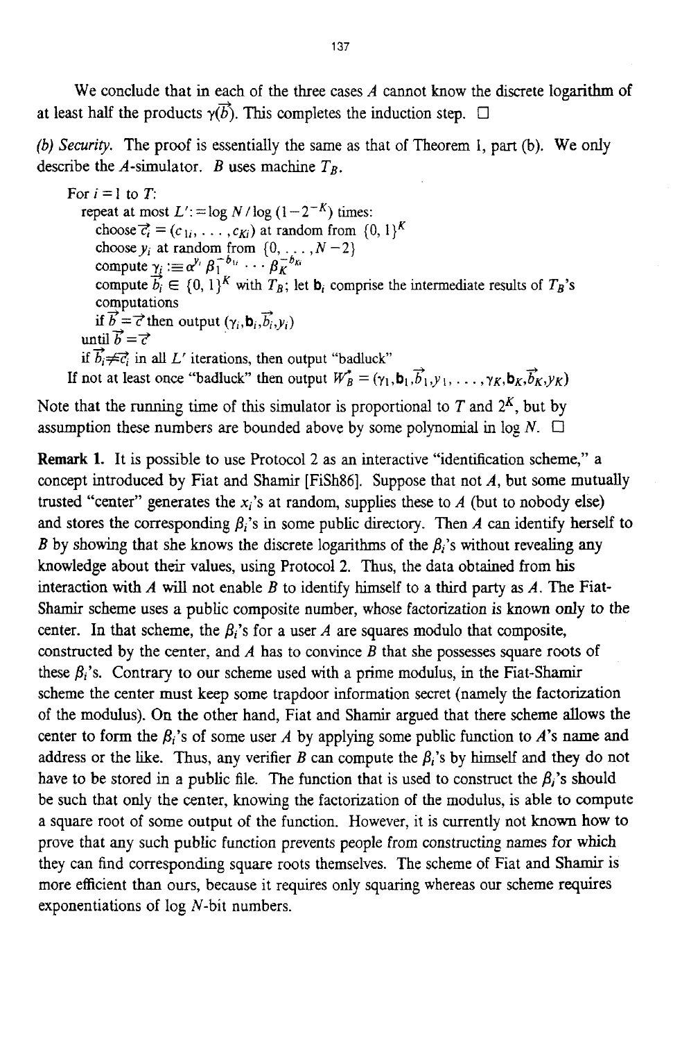We conclude that in each of the three cases $A$ cannot know the discrete logarithm of at least half the products $\gamma(\vec{b})$. This completes the induction step. □

*(b) Security.* The proof is essentially the same as that of Theorem 1, part (b). We only describe the $A$-simulator. $B$ uses machine $T_B$.

For $i = 1$ to $T$:
  repeat at most $L' := \log N / \log (1-2^{-K})$ times:
    choose $\vec{c_i} = (c_{1i}, \ldots, c_{Ki})$ at random from $\{0, 1\}^K$
    choose $y_i$ at random from $\{0, \ldots, N-2\}$
    compute $\gamma_i :\equiv \alpha^{y_i} \beta_1^{-b_{1i}} \cdots \beta_K^{-b_{Ki}}$
    compute $\vec{b_i} \in \{0, 1\}^K$ with $T_B$; let $\mathbf{b}_i$ comprise the intermediate results of $T_B$'s computations
    if $\vec{b} = \vec{c}$ then output $(\gamma_i, \mathbf{b}_i, \vec{b_i}, y_i)$
  until $\vec{b} = \vec{c}$
  if $\vec{b_i} \neq \vec{c_i}$ in all $L'$ iterations, then output "badluck"
If not at least once "badluck" then output $W_B^* = (\gamma_1, \mathbf{b}_1, \vec{b}_1, y_1, \ldots, \gamma_K, \mathbf{b}_K, \vec{b}_K, y_K)$

Note that the running time of this simulator is proportional to $T$ and $2^K$, but by assumption these numbers are bounded above by some polynomial in $\log N$. □

**Remark 1.** It is possible to use Protocol 2 as an interactive "identification scheme," a concept introduced by Fiat and Shamir [FiSh86]. Suppose that not $A$, but some mutually trusted "center" generates the $x_i$'s at random, supplies these to $A$ (but to nobody else) and stores the corresponding $\beta_i$'s in some public directory. Then $A$ can identify herself to $B$ by showing that she knows the discrete logarithms of the $\beta_i$'s without revealing any knowledge about their values, using Protocol 2. Thus, the data obtained from his interaction with $A$ will not enable $B$ to identify himself to a third party as $A$. The Fiat-Shamir scheme uses a public composite number, whose factorization is known only to the center. In that scheme, the $\beta_i$'s for a user $A$ are squares modulo that composite, constructed by the center, and $A$ has to convince $B$ that she possesses square roots of these $\beta_i$'s. Contrary to our scheme used with a prime modulus, in the Fiat-Shamir scheme the center must keep some trapdoor information secret (namely the factorization of the modulus). On the other hand, Fiat and Shamir argued that there scheme allows the center to form the $\beta_i$'s of some user $A$ by applying some public function to $A$'s name and address or the like. Thus, any verifier $B$ can compute the $\beta_i$'s by himself and they do not have to be stored in a public file. The function that is used to construct the $\beta_i$'s should be such that only the center, knowing the factorization of the modulus, is able to compute a square root of some output of the function. However, it is currently not known how to prove that any such public function prevents people from constructing names for which they can find corresponding square roots themselves. The scheme of Fiat and Shamir is more efficient than ours, because it requires only squaring whereas our scheme requires exponentiations of $\log N$-bit numbers.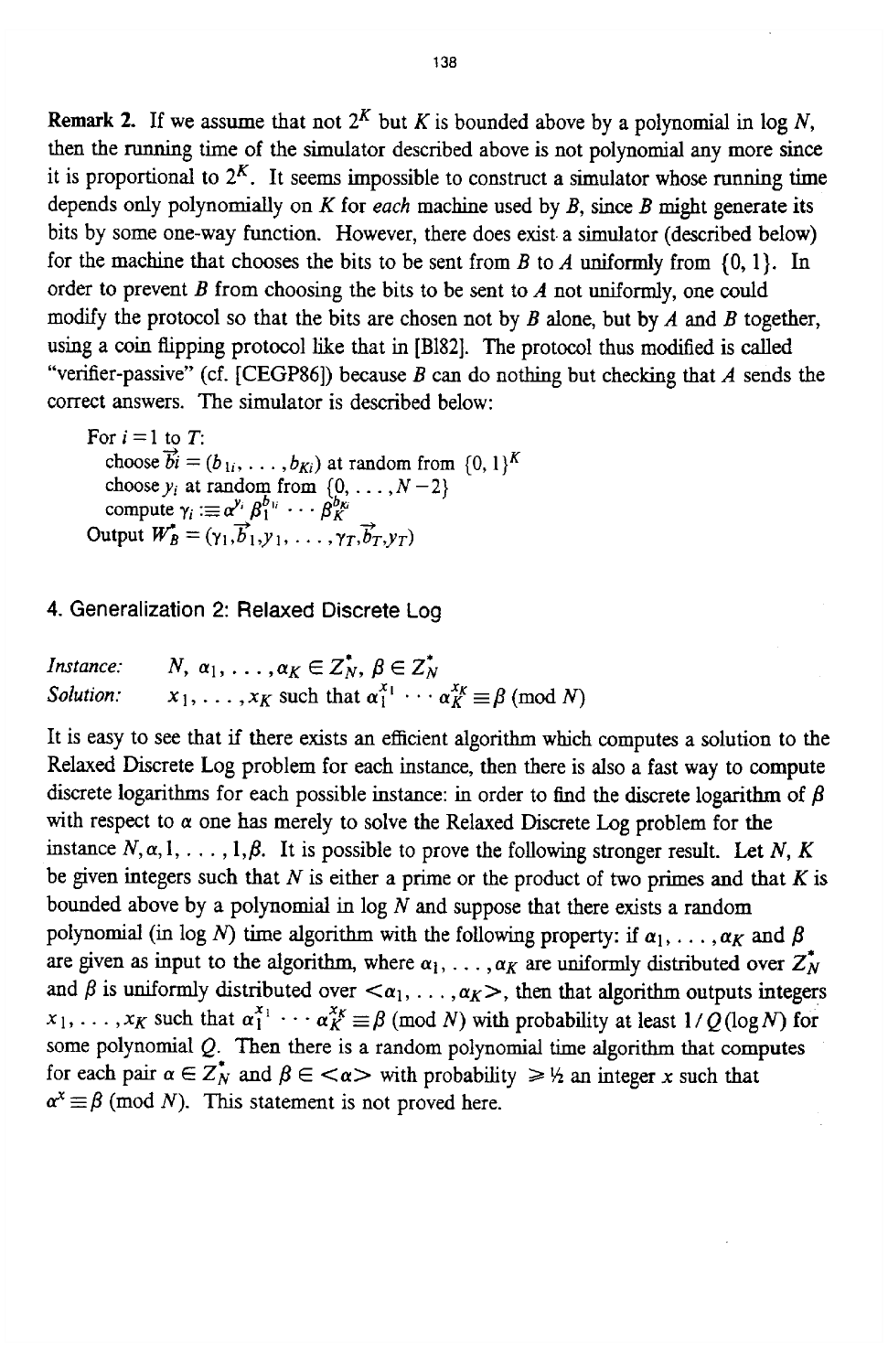**Remark 2.** If we assume that not $2^K$ but $K$ is bounded above by a polynomial in $\log N$, then the running time of the simulator described above is not polynomial any more since it is proportional to $2^K$. It seems impossible to construct a simulator whose running time depends only polynomially on $K$ for *each* machine used by $B$, since $B$ might generate its bits by some one-way function. However, there does exist a simulator (described below) for the machine that chooses the bits to be sent from $B$ to $A$ uniformly from $\{0, 1\}$. In order to prevent $B$ from choosing the bits to be sent to $A$ not uniformly, one could modify the protocol so that the bits are chosen not by $B$ alone, but by $A$ and $B$ together, using a coin flipping protocol like that in [Bl82]. The protocol thus modified is called "verifier-passive" (cf. [CEGP86]) because $B$ can do nothing but checking that $A$ sends the correct answers. The simulator is described below:

For $i = 1$ to $T$:
  choose $\vec{b_i} = (b_{1i}, \ldots, b_{Ki})$ at random from $\{0, 1\}^K$
  choose $y_i$ at random from $\{0, \ldots, N-2\}$
  compute $\gamma_i :\equiv \alpha^{y_i} \beta_1^{b_{1i}} \cdots \beta_K^{b_{Ki}}$
Output $W_B^* = (\gamma_1, \vec{b}_1, y_1, \ldots, \gamma_T, \vec{b}_T, y_T)$

## 4. Generalization 2: Relaxed Discrete Log

*Instance:* $N,\ \alpha_1, \ldots, \alpha_K \in Z_N^*,\ \beta \in Z_N^*$

*Solution:* $x_1, \ldots, x_K$ such that $\alpha_1^{x_1} \cdots \alpha_K^{x_K} \equiv \beta \pmod{N}$

It is easy to see that if there exists an efficient algorithm which computes a solution to the Relaxed Discrete Log problem for each instance, then there is also a fast way to compute discrete logarithms for each possible instance: in order to find the discrete logarithm of $\beta$ with respect to $\alpha$ one has merely to solve the Relaxed Discrete Log problem for the instance $N, \alpha, 1, \ldots, 1, \beta$. It is possible to prove the following stronger result. Let $N$, $K$ be given integers such that $N$ is either a prime or the product of two primes and that $K$ is bounded above by a polynomial in $\log N$ and suppose that there exists a random polynomial (in $\log N$) time algorithm with the following property: if $\alpha_1, \ldots, \alpha_K$ and $\beta$ are given as input to the algorithm, where $\alpha_1, \ldots, \alpha_K$ are uniformly distributed over $Z_N^*$ and $\beta$ is uniformly distributed over $<\alpha_1, \ldots, \alpha_K>$, then that algorithm outputs integers $x_1, \ldots, x_K$ such that $\alpha_1^{x_1} \cdots \alpha_K^{x_K} \equiv \beta \pmod{N}$ with probability at least $1/Q(\log N)$ for some polynomial $Q$. Then there is a random polynomial time algorithm that computes for each pair $\alpha \in Z_N^*$ and $\beta \in <\alpha>$ with probability $\geq 1/2$ an integer $x$ such that $\alpha^x \equiv \beta \pmod{N}$. This statement is not proved here.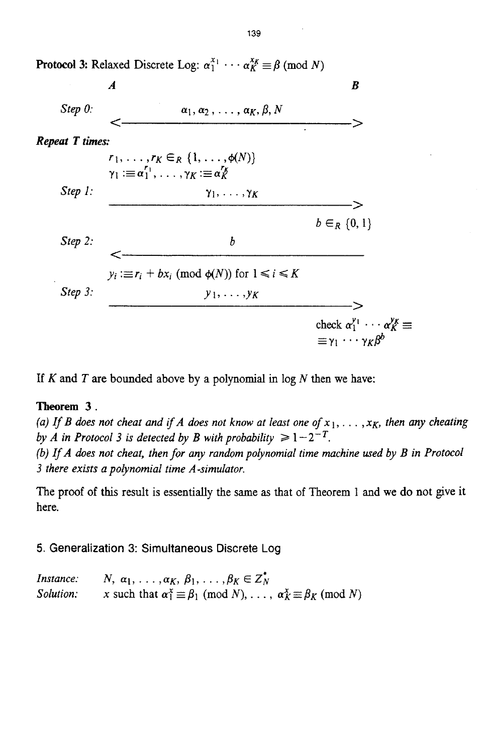**Protocol 3:** Relaxed Discrete Log: $\alpha_1^{x_1} \cdots \alpha_K^{x_K} \equiv \beta \pmod{N}$

| | $A$ | | $B$ |
|---|---|---|---|
| *Step 0:* | | $\alpha_1, \alpha_2, \ldots, \alpha_K, \beta, N$ <———————————> | |
| ***Repeat T times:*** | | | |
| | $r_1, \ldots, r_K \in_R \{1, \ldots, \phi(N)\}$ | | |
| | $\gamma_1 :\equiv \alpha_1^{r_1}, \ldots, \gamma_K :\equiv \alpha_K^{r_K}$ | | |
| *Step 1:* | | $\gamma_1, \ldots, \gamma_K$ ———————————> | |
| | | | $b \in_R \{0, 1\}$ |
| *Step 2:* | | $b$ <——————————— | |
| | $y_i :\equiv r_i + bx_i \pmod{\phi(N)}$ for $1 \leqslant i \leqslant K$ | | |
| *Step 3:* | | $y_1, \ldots, y_K$ ———————————> | |
| | | | check $\alpha_1^{y_1} \cdots \alpha_K^{y_K} \equiv$ $\equiv \gamma_1 \cdots \gamma_K \beta^b$ |

If $K$ and $T$ are bounded above by a polynomial in $\log N$ then we have:

**Theorem 3 .**
*(a) If $B$ does not cheat and if $A$ does not know at least one of $x_1, \ldots, x_K$, then any cheating by $A$ in Protocol 3 is detected by $B$ with probability $\geqslant 1 - 2^{-T}$.*
*(b) If $A$ does not cheat, then for any random polynomial time machine used by $B$ in Protocol 3 there exists a polynomial time $A$-simulator.*

The proof of this result is essentially the same as that of Theorem 1 and we do not give it here.

## 5. Generalization 3: Simultaneous Discrete Log

*Instance:* $N, \alpha_1, \ldots, \alpha_K, \beta_1, \ldots, \beta_K \in Z_N^*$
*Solution:* $x$ such that $\alpha_1^x \equiv \beta_1 \pmod{N}, \ldots, \alpha_K^x \equiv \beta_K \pmod{N}$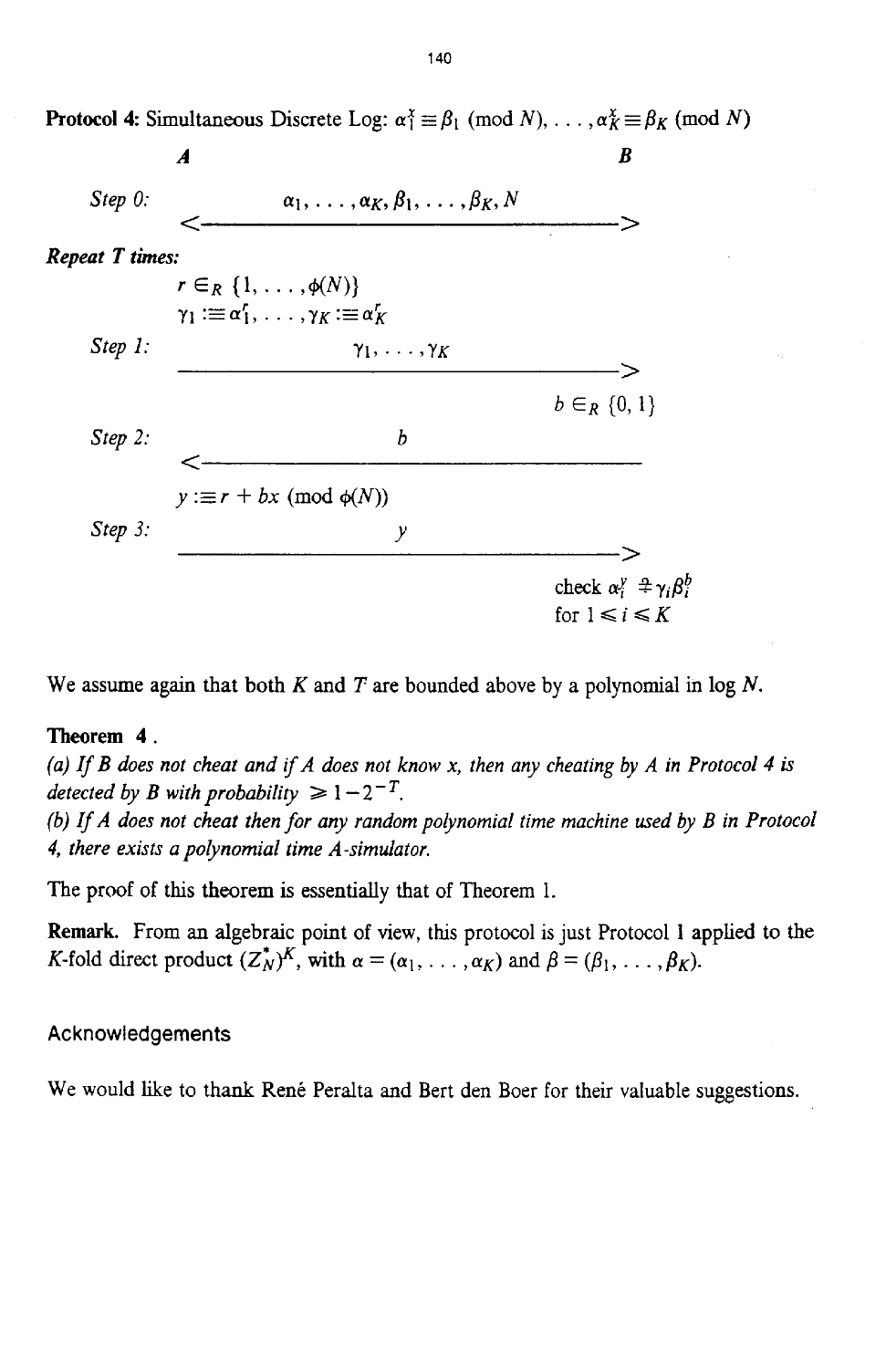**Protocol 4:** Simultaneous Discrete Log: $\alpha_1^x \equiv \beta_1 \pmod N), \ldots, \alpha_K^x \equiv \beta_K \pmod N$

```
              A                                                B

Step 0:              α_1, ..., α_K, β_1, ..., β_K, N
              <-------------------------------------------------->

Repeat T times:
              r ∈_R {1, ..., φ(N)}
              γ_1 :≡ α_1^r, ..., γ_K :≡ α_K^r
Step 1:                        γ_1, ..., γ_K
              -------------------------------------------------->
                                                          b ∈_R {0, 1}
Step 2:                              b
              <--------------------------------------------------
              y :≡ r + bx (mod φ(N))
Step 3:                              y
              -------------------------------------------------->
                                                          check α_i^y ≟ γ_i β_i^b
                                                          for 1 ≤ i ≤ K
```

We assume again that both $K$ and $T$ are bounded above by a polynomial in $\log N$.

**Theorem 4** .

*(a) If B does not cheat and if A does not know x, then any cheating by A in Protocol 4 is detected by B with probability* $\geqslant 1-2^{-T}$.

*(b) If A does not cheat then for any random polynomial time machine used by B in Protocol 4, there exists a polynomial time A-simulator.*

The proof of this theorem is essentially that of Theorem 1.

**Remark.** From an algebraic point of view, this protocol is just Protocol 1 applied to the $K$-fold direct product $(Z_N^*)^K$, with $\alpha = (\alpha_1, \ldots, \alpha_K)$ and $\beta = (\beta_1, \ldots, \beta_K)$.

## Acknowledgements

We would like to thank René Peralta and Bert den Boer for their valuable suggestions.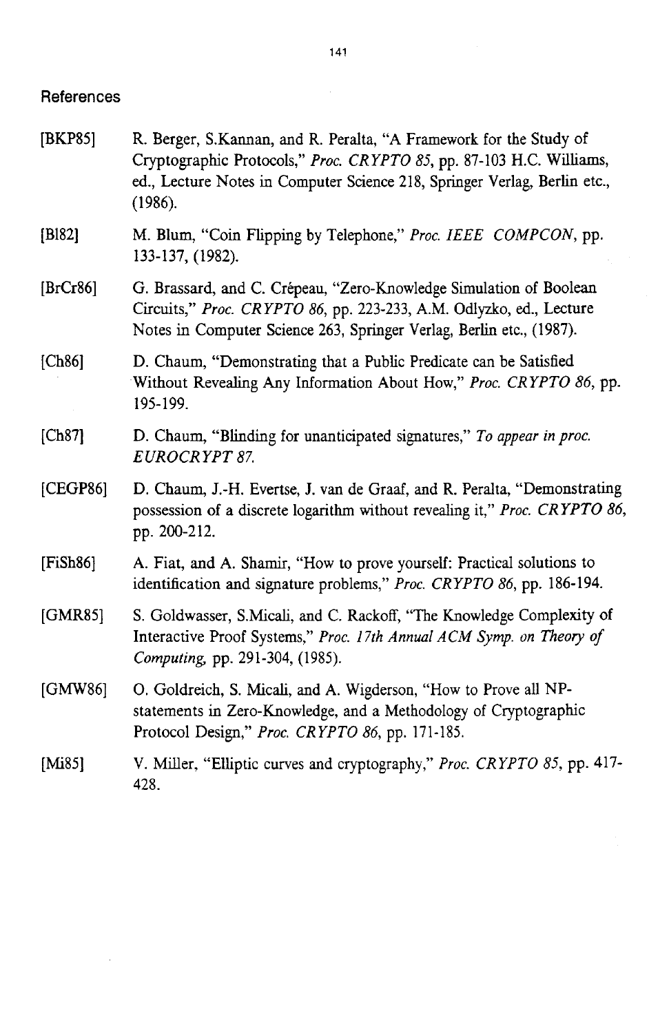## References

[BKP85] R. Berger, S.Kannan, and R. Peralta, "A Framework for the Study of Cryptographic Protocols," *Proc. CRYPTO 85*, pp. 87-103 H.C. Williams, ed., Lecture Notes in Computer Science 218, Springer Verlag, Berlin etc., (1986).

[Bl82] M. Blum, "Coin Flipping by Telephone," *Proc. IEEE COMPCON*, pp. 133-137, (1982).

[BrCr86] G. Brassard, and C. Crépeau, "Zero-Knowledge Simulation of Boolean Circuits," *Proc. CRYPTO 86*, pp. 223-233, A.M. Odlyzko, ed., Lecture Notes in Computer Science 263, Springer Verlag, Berlin etc., (1987).

[Ch86] D. Chaum, "Demonstrating that a Public Predicate can be Satisfied Without Revealing Any Information About How," *Proc. CRYPTO 86*, pp. 195-199.

[Ch87] D. Chaum, "Blinding for unanticipated signatures," *To appear in proc. EUROCRYPT 87.*

[CEGP86] D. Chaum, J.-H. Evertse, J. van de Graaf, and R. Peralta, "Demonstrating possession of a discrete logarithm without revealing it," *Proc. CRYPTO 86*, pp. 200-212.

[FiSh86] A. Fiat, and A. Shamir, "How to prove yourself: Practical solutions to identification and signature problems," *Proc. CRYPTO 86*, pp. 186-194.

[GMR85] S. Goldwasser, S.Micali, and C. Rackoff, "The Knowledge Complexity of Interactive Proof Systems," *Proc. 17th Annual ACM Symp. on Theory of Computing*, pp. 291-304, (1985).

[GMW86] O. Goldreich, S. Micali, and A. Wigderson, "How to Prove all NP-statements in Zero-Knowledge, and a Methodology of Cryptographic Protocol Design," *Proc. CRYPTO 86*, pp. 171-185.

[Mi85] V. Miller, "Elliptic curves and cryptography," *Proc. CRYPTO 85*, pp. 417-428.